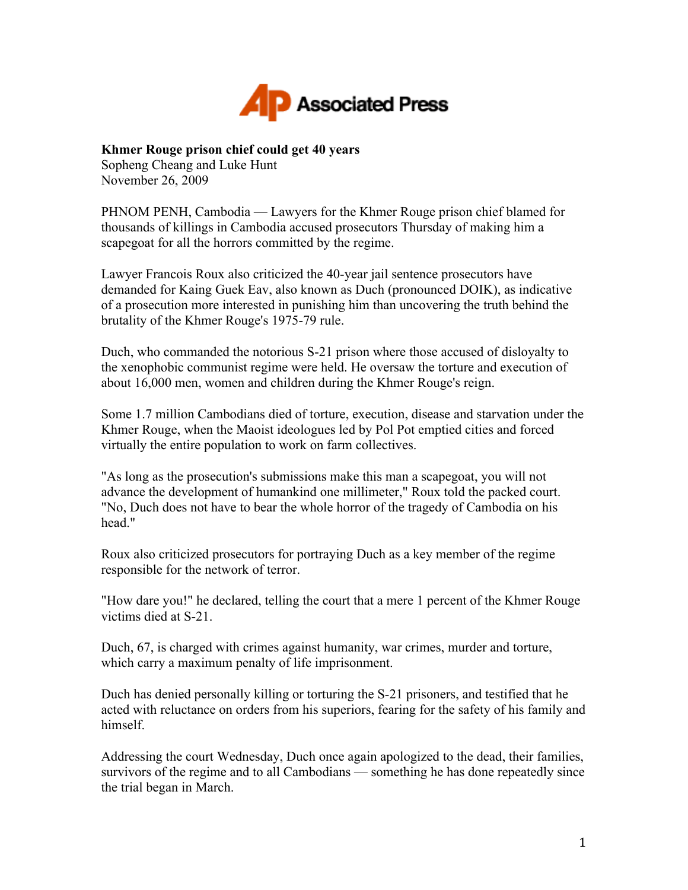**Khmer Rouge prison chief could get 40 years**
Sopheng Cheang and Luke Hunt
November 26, 2009

PHNOM PENH, Cambodia — Lawyers for the Khmer Rouge prison chief blamed for thousands of killings in Cambodia accused prosecutors Thursday of making him a scapegoat for all the horrors committed by the regime.

Lawyer Francois Roux also criticized the 40-year jail sentence prosecutors have demanded for Kaing Guek Eav, also known as Duch (pronounced DOIK), as indicative of a prosecution more interested in punishing him than uncovering the truth behind the brutality of the Khmer Rouge's 1975-79 rule.

Duch, who commanded the notorious S-21 prison where those accused of disloyalty to the xenophobic communist regime were held. He oversaw the torture and execution of about 16,000 men, women and children during the Khmer Rouge's reign.

Some 1.7 million Cambodians died of torture, execution, disease and starvation under the Khmer Rouge, when the Maoist ideologues led by Pol Pot emptied cities and forced virtually the entire population to work on farm collectives.

"As long as the prosecution's submissions make this man a scapegoat, you will not advance the development of humankind one millimeter," Roux told the packed court. "No, Duch does not have to bear the whole horror of the tragedy of Cambodia on his head."

Roux also criticized prosecutors for portraying Duch as a key member of the regime responsible for the network of terror.

"How dare you!" he declared, telling the court that a mere 1 percent of the Khmer Rouge victims died at S-21.

Duch, 67, is charged with crimes against humanity, war crimes, murder and torture, which carry a maximum penalty of life imprisonment.

Duch has denied personally killing or torturing the S-21 prisoners, and testified that he acted with reluctance on orders from his superiors, fearing for the safety of his family and himself.

Addressing the court Wednesday, Duch once again apologized to the dead, their families, survivors of the regime and to all Cambodians — something he has done repeatedly since the trial began in March.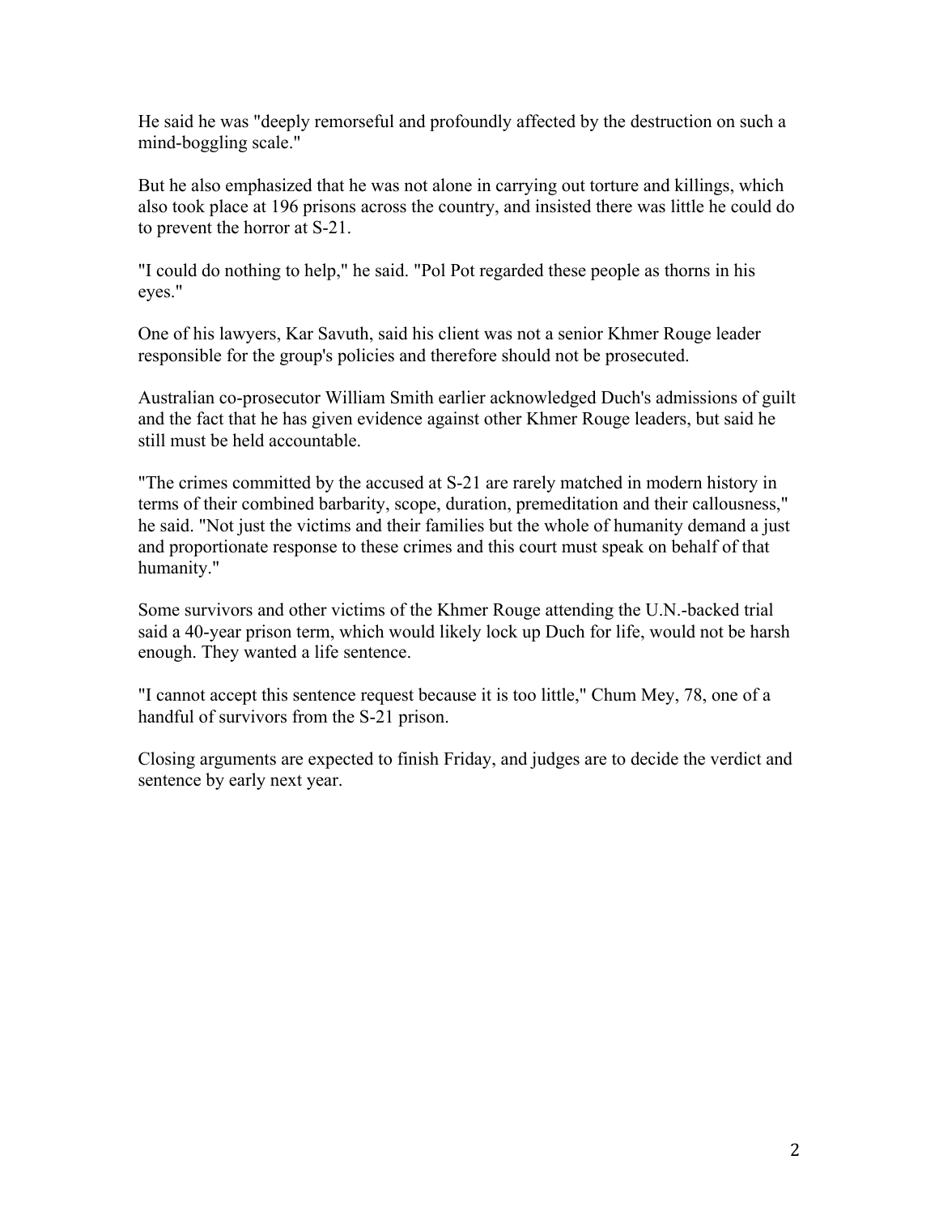He said he was "deeply remorseful and profoundly affected by the destruction on such a mind-boggling scale."

But he also emphasized that he was not alone in carrying out torture and killings, which also took place at 196 prisons across the country, and insisted there was little he could do to prevent the horror at S-21.

"I could do nothing to help," he said. "Pol Pot regarded these people as thorns in his eyes."

One of his lawyers, Kar Savuth, said his client was not a senior Khmer Rouge leader responsible for the group's policies and therefore should not be prosecuted.

Australian co-prosecutor William Smith earlier acknowledged Duch's admissions of guilt and the fact that he has given evidence against other Khmer Rouge leaders, but said he still must be held accountable.

"The crimes committed by the accused at S-21 are rarely matched in modern history in terms of their combined barbarity, scope, duration, premeditation and their callousness," he said. "Not just the victims and their families but the whole of humanity demand a just and proportionate response to these crimes and this court must speak on behalf of that humanity."

Some survivors and other victims of the Khmer Rouge attending the U.N.-backed trial said a 40-year prison term, which would likely lock up Duch for life, would not be harsh enough. They wanted a life sentence.

"I cannot accept this sentence request because it is too little," Chum Mey, 78, one of a handful of survivors from the S-21 prison.

Closing arguments are expected to finish Friday, and judges are to decide the verdict and sentence by early next year.